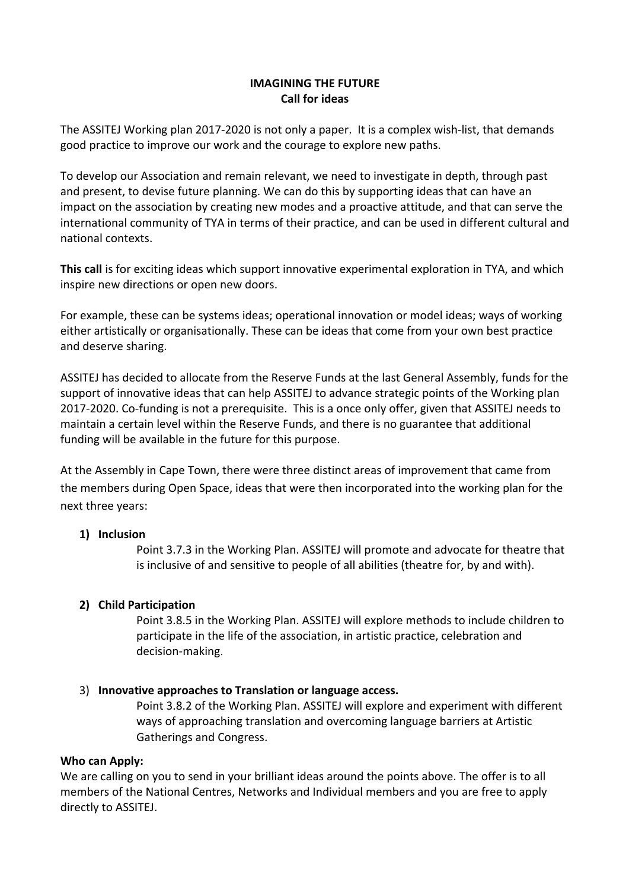**IMAGINING THE FUTURE**
**Call for ideas**

The ASSITEJ Working plan 2017-2020 is not only a paper. It is a complex wish-list, that demands good practice to improve our work and the courage to explore new paths.

To develop our Association and remain relevant, we need to investigate in depth, through past and present, to devise future planning. We can do this by supporting ideas that can have an impact on the association by creating new modes and a proactive attitude, and that can serve the international community of TYA in terms of their practice, and can be used in different cultural and national contexts.

**This call** is for exciting ideas which support innovative experimental exploration in TYA, and which inspire new directions or open new doors.

For example, these can be systems ideas; operational innovation or model ideas; ways of working either artistically or organisationally. These can be ideas that come from your own best practice and deserve sharing.

ASSITEJ has decided to allocate from the Reserve Funds at the last General Assembly, funds for the support of innovative ideas that can help ASSITEJ to advance strategic points of the Working plan 2017-2020. Co-funding is not a prerequisite. This is a once only offer, given that ASSITEJ needs to maintain a certain level within the Reserve Funds, and there is no guarantee that additional funding will be available in the future for this purpose.

At the Assembly in Cape Town, there were three distinct areas of improvement that came from the members during Open Space, ideas that were then incorporated into the working plan for the next three years:

1) **Inclusion**

   Point 3.7.3 in the Working Plan. ASSITEJ will promote and advocate for theatre that is inclusive of and sensitive to people of all abilities (theatre for, by and with).

2) **Child Participation**

   Point 3.8.5 in the Working Plan. ASSITEJ will explore methods to include children to participate in the life of the association, in artistic practice, celebration and decision-making.

3) **Innovative approaches to Translation or language access.**

   Point 3.8.2 of the Working Plan. ASSITEJ will explore and experiment with different ways of approaching translation and overcoming language barriers at Artistic Gatherings and Congress.

**Who can Apply:**
We are calling on you to send in your brilliant ideas around the points above. The offer is to all members of the National Centres, Networks and Individual members and you are free to apply directly to ASSITEJ.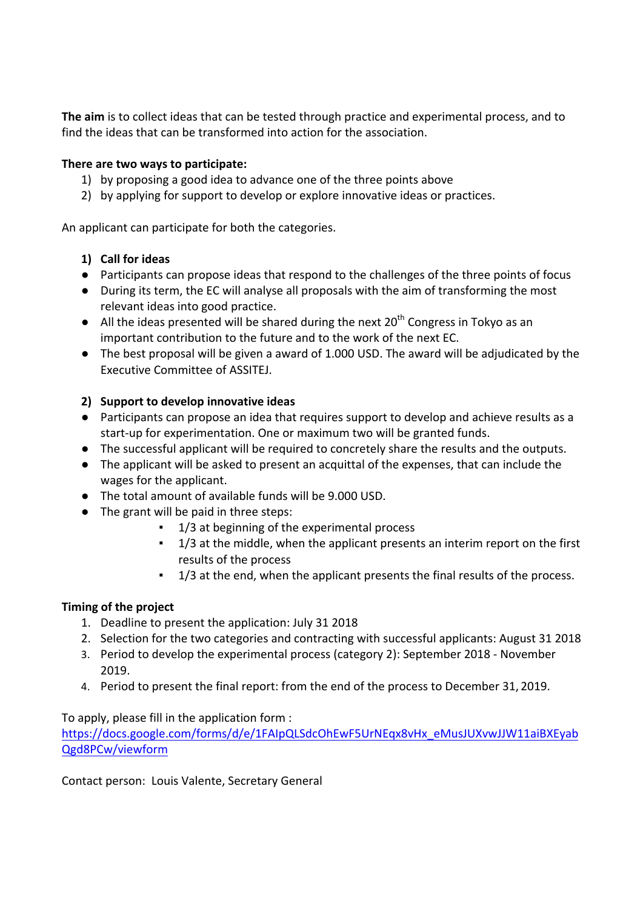**The aim** is to collect ideas that can be tested through practice and experimental process, and to find the ideas that can be transformed into action for the association.

**There are two ways to participate:**

1) by proposing a good idea to advance one of the three points above
2) by applying for support to develop or explore innovative ideas or practices.

An applicant can participate for both the categories.

**1) Call for ideas**

- Participants can propose ideas that respond to the challenges of the three points of focus
- During its term, the EC will analyse all proposals with the aim of transforming the most relevant ideas into good practice.
- All the ideas presented will be shared during the next 20th Congress in Tokyo as an important contribution to the future and to the work of the next EC.
- The best proposal will be given a award of 1.000 USD. The award will be adjudicated by the Executive Committee of ASSITEJ.

**2) Support to develop innovative ideas**

- Participants can propose an idea that requires support to develop and achieve results as a start-up for experimentation. One or maximum two will be granted funds.
- The successful applicant will be required to concretely share the results and the outputs.
- The applicant will be asked to present an acquittal of the expenses, that can include the wages for the applicant.
- The total amount of available funds will be 9.000 USD.
- The grant will be paid in three steps:
  - 1/3 at beginning of the experimental process
  - 1/3 at the middle, when the applicant presents an interim report on the first results of the process
  - 1/3 at the end, when the applicant presents the final results of the process.

**Timing of the project**

1. Deadline to present the application: July 31 2018
2. Selection for the two categories and contracting with successful applicants: August 31 2018
3. Period to develop the experimental process (category 2): September 2018 - November 2019.
4. Period to present the final report: from the end of the process to December 31, 2019.

To apply, please fill in the application form :
https://docs.google.com/forms/d/e/1FAIpQLSdcOhEwF5UrNEqx8vHx_eMusJUXvwJJW11aiBXEyabQgd8PCw/viewform

Contact person: Louis Valente, Secretary General